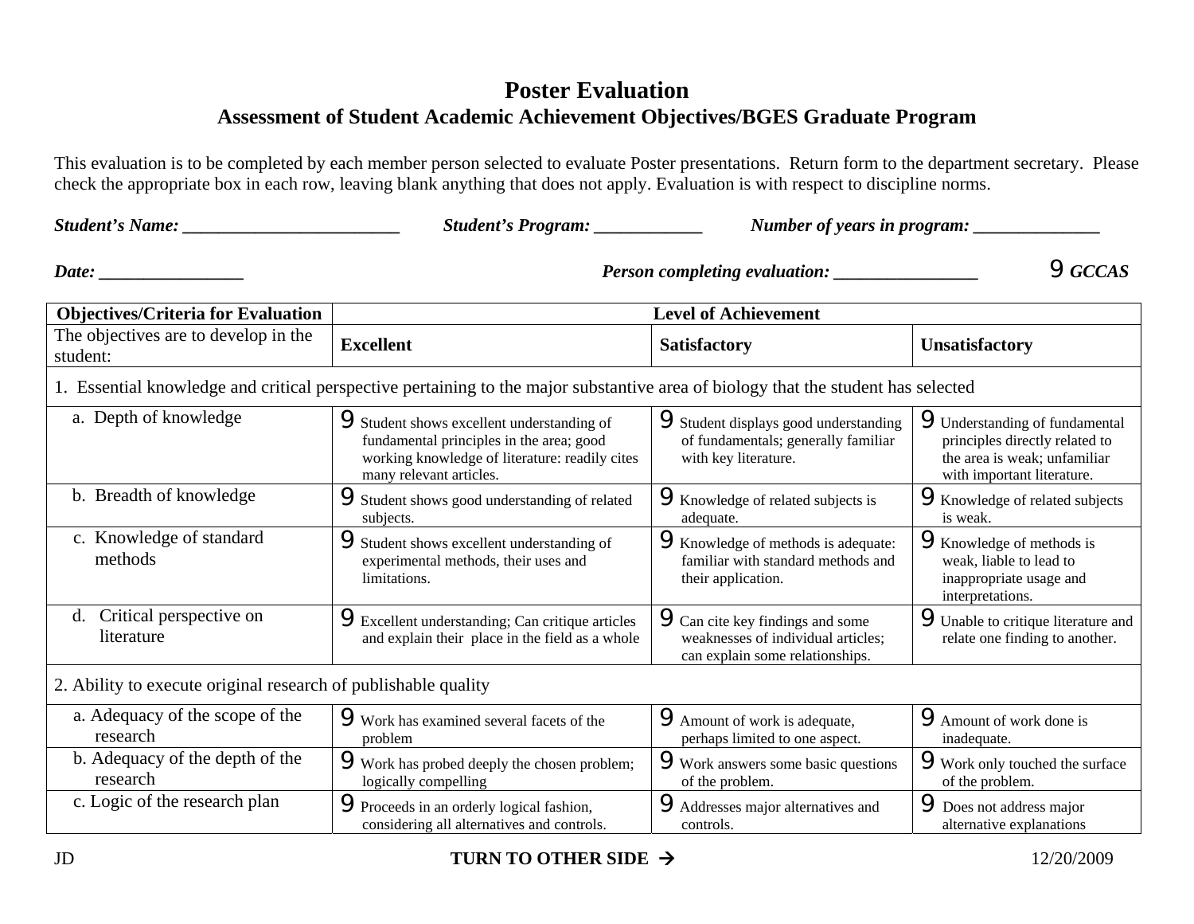# Poster Evaluation

## Assessment of Student Academic Achievement Objectives/BGES Graduate Program

This evaluation is to be completed by each member person selected to evaluate Poster presentations. Return form to the department secretary. Please check the appropriate box in each row, leaving blank anything that does not apply. Evaluation is with respect to discipline norms.

***Student's Name:*** ________________________ ***Student's Program:*** ____________ ***Number of years in program:*** ______________

***Date:*** ________________ ***Person completing evaluation:*** ________________ 9 ***GCCAS***

| Objectives/Criteria for Evaluation | Level of Achievement | | |
|---|---|---|---|
| The objectives are to develop in the student: | **Excellent** | **Satisfactory** | **Unsatisfactory** |
| 1. Essential knowledge and critical perspective pertaining to the major substantive area of biology that the student has selected | | | |
| a. Depth of knowledge | 9 Student shows excellent understanding of fundamental principles in the area; good working knowledge of literature: readily cites many relevant articles. | 9 Student displays good understanding of fundamentals; generally familiar with key literature. | 9 Understanding of fundamental principles directly related to the area is weak; unfamiliar with important literature. |
| b. Breadth of knowledge | 9 Student shows good understanding of related subjects. | 9 Knowledge of related subjects is adequate. | 9 Knowledge of related subjects is weak. |
| c. Knowledge of standard methods | 9 Student shows excellent understanding of experimental methods, their uses and limitations. | 9 Knowledge of methods is adequate: familiar with standard methods and their application. | 9 Knowledge of methods is weak, liable to lead to inappropriate usage and interpretations. |
| d. Critical perspective on literature | 9 Excellent understanding; Can critique articles and explain their place in the field as a whole | 9 Can cite key findings and some weaknesses of individual articles; can explain some relationships. | 9 Unable to critique literature and relate one finding to another. |
| 2. Ability to execute original research of publishable quality | | | |
| a. Adequacy of the scope of the research | 9 Work has examined several facets of the problem | 9 Amount of work is adequate, perhaps limited to one aspect. | 9 Amount of work done is inadequate. |
| b. Adequacy of the depth of the research | 9 Work has probed deeply the chosen problem; logically compelling | 9 Work answers some basic questions of the problem. | 9 Work only touched the surface of the problem. |
| c. Logic of the research plan | 9 Proceeds in an orderly logical fashion, considering all alternatives and controls. | 9 Addresses major alternatives and controls. | 9 Does not address major alternative explanations |

JD **TURN TO OTHER SIDE →** 12/20/2009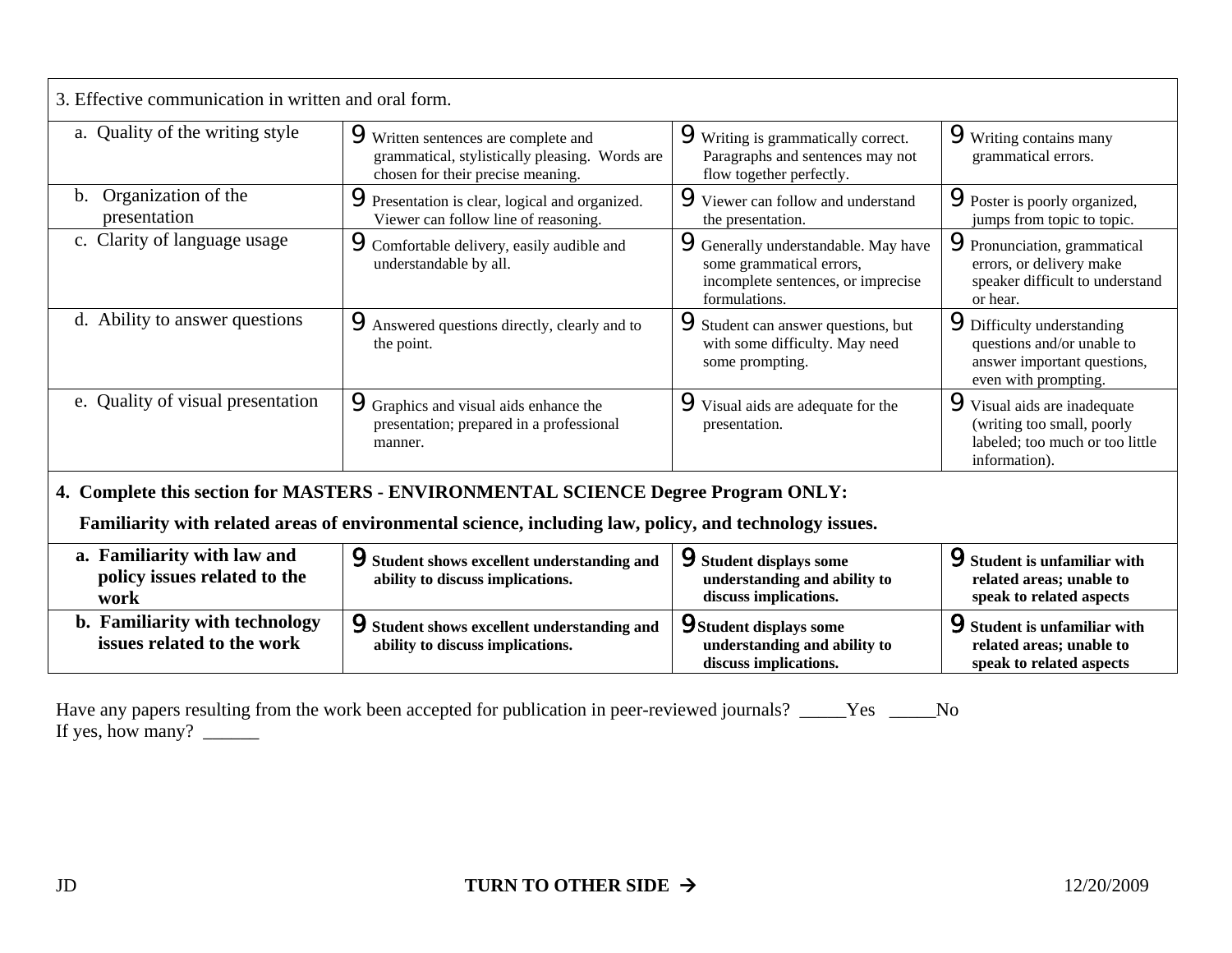| 3. Effective communication in written and oral form. | | | |
|---|---|---|---|
| a. Quality of the writing style | 9 Written sentences are complete and grammatical, stylistically pleasing. Words are chosen for their precise meaning. | 9 Writing is grammatically correct. Paragraphs and sentences may not flow together perfectly. | 9 Writing contains many grammatical errors. |
| b. Organization of the presentation | 9 Presentation is clear, logical and organized. Viewer can follow line of reasoning. | 9 Viewer can follow and understand the presentation. | 9 Poster is poorly organized, jumps from topic to topic. |
| c. Clarity of language usage | 9 Comfortable delivery, easily audible and understandable by all. | 9 Generally understandable. May have some grammatical errors, incomplete sentences, or imprecise formulations. | 9 Pronunciation, grammatical errors, or delivery make speaker difficult to understand or hear. |
| d. Ability to answer questions | 9 Answered questions directly, clearly and to the point. | 9 Student can answer questions, but with some difficulty. May need some prompting. | 9 Difficulty understanding questions and/or unable to answer important questions, even with prompting. |
| e. Quality of visual presentation | 9 Graphics and visual aids enhance the presentation; prepared in a professional manner. | 9 Visual aids are adequate for the presentation. | 9 Visual aids are inadequate (writing too small, poorly labeled; too much or too little information). |
| **4. Complete this section for MASTERS - ENVIRONMENTAL SCIENCE Degree Program ONLY:** **Familiarity with related areas of environmental science, including law, policy, and technology issues.** | | | |
| **a. Familiarity with law and policy issues related to the work** | 9 **Student shows excellent understanding and ability to discuss implications.** | 9 **Student displays some understanding and ability to discuss implications.** | 9 **Student is unfamiliar with related areas; unable to speak to related aspects** |
| **b. Familiarity with technology issues related to the work** | 9 **Student shows excellent understanding and ability to discuss implications.** | 9 **Student displays some understanding and ability to discuss implications.** | 9 **Student is unfamiliar with related areas; unable to speak to related aspects** |

Have any papers resulting from the work been accepted for publication in peer-reviewed journals? _____Yes _____No
If yes, how many? ______

JD **TURN TO OTHER SIDE →** 12/20/2009